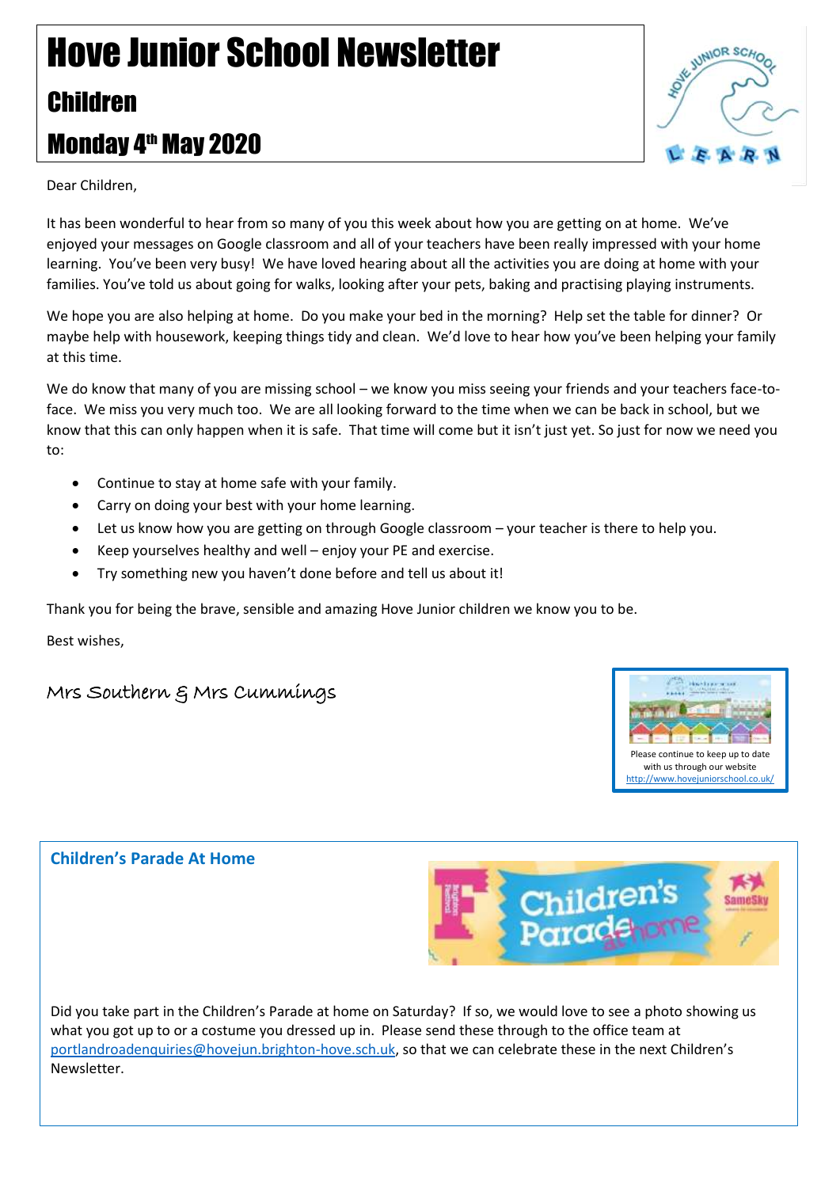# Hove Junior School Newsletter

## Children

## Monday 4th May 2020

Dear Children,

It has been wonderful to hear from so many of you this week about how you are getting on at home. We've enjoyed your messages on Google classroom and all of your teachers have been really impressed with your home learning. You've been very busy! We have loved hearing about all the activities you are doing at home with your families. You've told us about going for walks, looking after your pets, baking and practising playing instruments.

We hope you are also helping at home. Do you make your bed in the morning? Help set the table for dinner? Or maybe help with housework, keeping things tidy and clean. We'd love to hear how you've been helping your family at this time.

We do know that many of you are missing school – we know you miss seeing your friends and your teachers face-to-face. We miss you very much too. We are all looking forward to the time when we can be back in school, but we know that this can only happen when it is safe. That time will come but it isn't just yet. So just for now we need you to:

- Continue to stay at home safe with your family.
- Carry on doing your best with your home learning.
- Let us know how you are getting on through Google classroom – your teacher is there to help you.
- Keep yourselves healthy and well – enjoy your PE and exercise.
- Try something new you haven't done before and tell us about it!

Thank you for being the brave, sensible and amazing Hove Junior children we know you to be.

Best wishes,

Mrs Southern & Mrs Cummings

Please continue to keep up to date with us through our website http://www.hovejuniorschool.co.uk/

### Children's Parade At Home

Did you take part in the Children's Parade at home on Saturday? If so, we would love to see a photo showing us what you got up to or a costume you dressed up in. Please send these through to the office team at portlandroadenquiries@hovejun.brighton-hove.sch.uk, so that we can celebrate these in the next Children's Newsletter.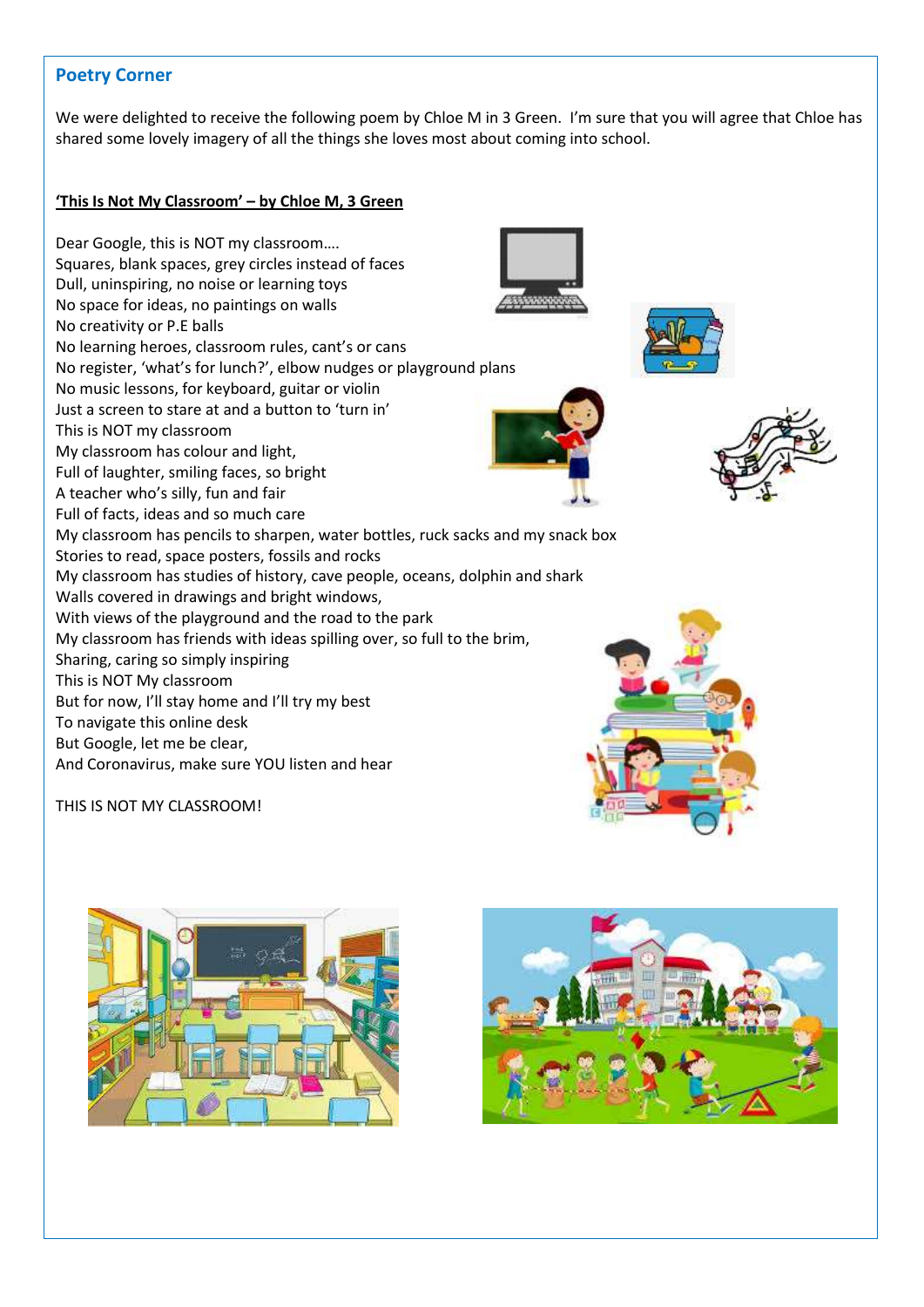## Poetry Corner

We were delighted to receive the following poem by Chloe M in 3 Green. I'm sure that you will agree that Chloe has shared some lovely imagery of all the things she loves most about coming into school.

**'This Is Not My Classroom' – by Chloe M, 3 Green**

Dear Google, this is NOT my classroom….
Squares, blank spaces, grey circles instead of faces
Dull, uninspiring, no noise or learning toys
No space for ideas, no paintings on walls
No creativity or P.E balls
No learning heroes, classroom rules, cant's or cans
No register, 'what's for lunch?', elbow nudges or playground plans
No music lessons, for keyboard, guitar or violin
Just a screen to stare at and a button to 'turn in'
This is NOT my classroom
My classroom has colour and light,
Full of laughter, smiling faces, so bright
A teacher who's silly, fun and fair
Full of facts, ideas and so much care
My classroom has pencils to sharpen, water bottles, ruck sacks and my snack box
Stories to read, space posters, fossils and rocks
My classroom has studies of history, cave people, oceans, dolphin and shark
Walls covered in drawings and bright windows,
With views of the playground and the road to the park
My classroom has friends with ideas spilling over, so full to the brim,
Sharing, caring so simply inspiring
This is NOT My classroom
But for now, I'll stay home and I'll try my best
To navigate this online desk
But Google, let me be clear,
And Coronavirus, make sure YOU listen and hear

THIS IS NOT MY CLASSROOM!